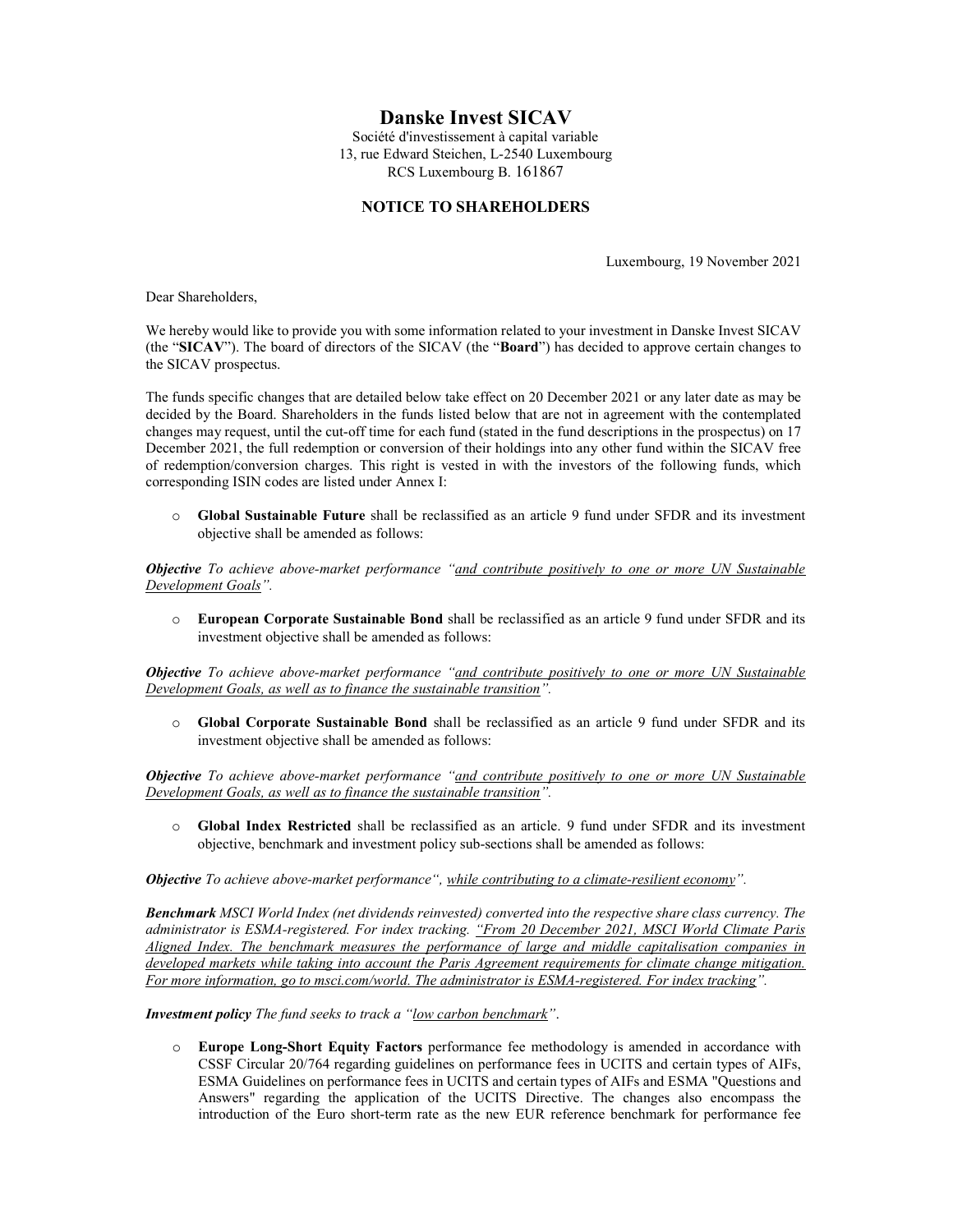# Danske Invest SICAV

Société d'investissement à capital variable
13, rue Edward Steichen, L-2540 Luxembourg
RCS Luxembourg B. 161867

## NOTICE TO SHAREHOLDERS

Luxembourg, 19 November 2021

Dear Shareholders,

We hereby would like to provide you with some information related to your investment in Danske Invest SICAV (the "**SICAV**"). The board of directors of the SICAV (the "**Board**") has decided to approve certain changes to the SICAV prospectus.

The funds specific changes that are detailed below take effect on 20 December 2021 or any later date as may be decided by the Board. Shareholders in the funds listed below that are not in agreement with the contemplated changes may request, until the cut-off time for each fund (stated in the fund descriptions in the prospectus) on 17 December 2021, the full redemption or conversion of their holdings into any other fund within the SICAV free of redemption/conversion charges. This right is vested in with the investors of the following funds, which corresponding ISIN codes are listed under Annex I:

- **Global Sustainable Future** shall be reclassified as an article 9 fund under SFDR and its investment objective shall be amended as follows:

***Objective*** *To achieve above-market performance "<u>and contribute positively to one or more UN Sustainable Development Goals</u>".*

- **European Corporate Sustainable Bond** shall be reclassified as an article 9 fund under SFDR and its investment objective shall be amended as follows:

***Objective*** *To achieve above-market performance "<u>and contribute positively to one or more UN Sustainable Development Goals, as well as to finance the sustainable transition</u>".*

- **Global Corporate Sustainable Bond** shall be reclassified as an article 9 fund under SFDR and its investment objective shall be amended as follows:

***Objective*** *To achieve above-market performance "<u>and contribute positively to one or more UN Sustainable Development Goals, as well as to finance the sustainable transition</u>".*

- **Global Index Restricted** shall be reclassified as an article. 9 fund under SFDR and its investment objective, benchmark and investment policy sub-sections shall be amended as follows:

***Objective*** *To achieve above-market performance", <u>while contributing to a climate-resilient economy</u>".*

***Benchmark*** *MSCI World Index (net dividends reinvested) converted into the respective share class currency. The administrator is ESMA-registered. For index tracking. <u>"From 20 December 2021, MSCI World Climate Paris Aligned Index. The benchmark measures the performance of large and middle capitalisation companies in developed markets while taking into account the Paris Agreement requirements for climate change mitigation. For more information, go to msci.com/world. The administrator is ESMA-registered. For index tracking</u>".*

***Investment policy*** *The fund seeks to track a "<u>low carbon benchmark</u>".*

- **Europe Long-Short Equity Factors** performance fee methodology is amended in accordance with CSSF Circular 20/764 regarding guidelines on performance fees in UCITS and certain types of AIFs, ESMA Guidelines on performance fees in UCITS and certain types of AIFs and ESMA "Questions and Answers" regarding the application of the UCITS Directive. The changes also encompass the introduction of the Euro short-term rate as the new EUR reference benchmark for performance fee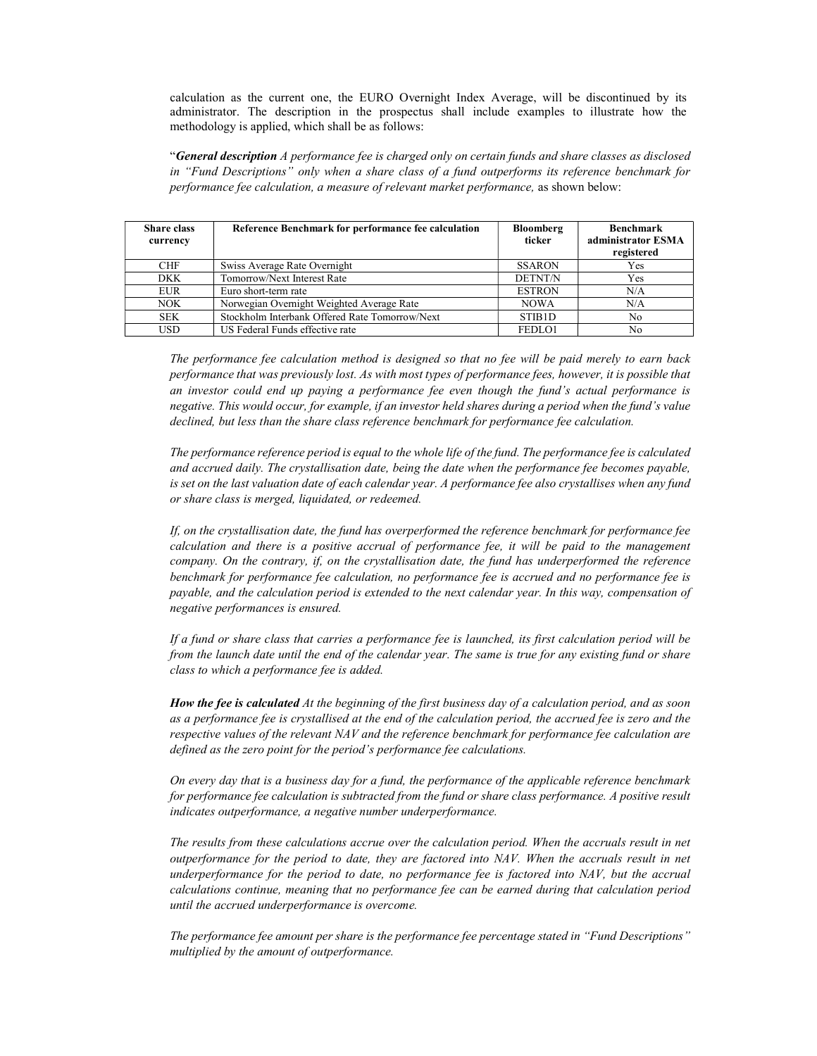calculation as the current one, the EURO Overnight Index Average, will be discontinued by its administrator. The description in the prospectus shall include examples to illustrate how the methodology is applied, which shall be as follows:

"***General description*** *A performance fee is charged only on certain funds and share classes as disclosed in "Fund Descriptions" only when a share class of a fund outperforms its reference benchmark for performance fee calculation, a measure of relevant market performance,* as shown below:

| Share class currency | Reference Benchmark for performance fee calculation | Bloomberg ticker | Benchmark administrator ESMA registered |
|---|---|---|---|
| CHF | Swiss Average Rate Overnight | SSARON | Yes |
| DKK | Tomorrow/Next Interest Rate | DETNT/N | Yes |
| EUR | Euro short-term rate | ESTRON | N/A |
| NOK | Norwegian Overnight Weighted Average Rate | NOWA | N/A |
| SEK | Stockholm Interbank Offered Rate Tomorrow/Next | STIB1D | No |
| USD | US Federal Funds effective rate | FEDL01 | No |

*The performance fee calculation method is designed so that no fee will be paid merely to earn back performance that was previously lost. As with most types of performance fees, however, it is possible that an investor could end up paying a performance fee even though the fund's actual performance is negative. This would occur, for example, if an investor held shares during a period when the fund's value declined, but less than the share class reference benchmark for performance fee calculation.*

*The performance reference period is equal to the whole life of the fund. The performance fee is calculated and accrued daily. The crystallisation date, being the date when the performance fee becomes payable, is set on the last valuation date of each calendar year. A performance fee also crystallises when any fund or share class is merged, liquidated, or redeemed.*

*If, on the crystallisation date, the fund has overperformed the reference benchmark for performance fee calculation and there is a positive accrual of performance fee, it will be paid to the management company. On the contrary, if, on the crystallisation date, the fund has underperformed the reference benchmark for performance fee calculation, no performance fee is accrued and no performance fee is payable, and the calculation period is extended to the next calendar year. In this way, compensation of negative performances is ensured.*

*If a fund or share class that carries a performance fee is launched, its first calculation period will be from the launch date until the end of the calendar year. The same is true for any existing fund or share class to which a performance fee is added.*

***How the fee is calculated*** *At the beginning of the first business day of a calculation period, and as soon as a performance fee is crystallised at the end of the calculation period, the accrued fee is zero and the respective values of the relevant NAV and the reference benchmark for performance fee calculation are defined as the zero point for the period's performance fee calculations.*

*On every day that is a business day for a fund, the performance of the applicable reference benchmark for performance fee calculation is subtracted from the fund or share class performance. A positive result indicates outperformance, a negative number underperformance.*

*The results from these calculations accrue over the calculation period. When the accruals result in net outperformance for the period to date, they are factored into NAV. When the accruals result in net underperformance for the period to date, no performance fee is factored into NAV, but the accrual calculations continue, meaning that no performance fee can be earned during that calculation period until the accrued underperformance is overcome.*

*The performance fee amount per share is the performance fee percentage stated in "Fund Descriptions" multiplied by the amount of outperformance.*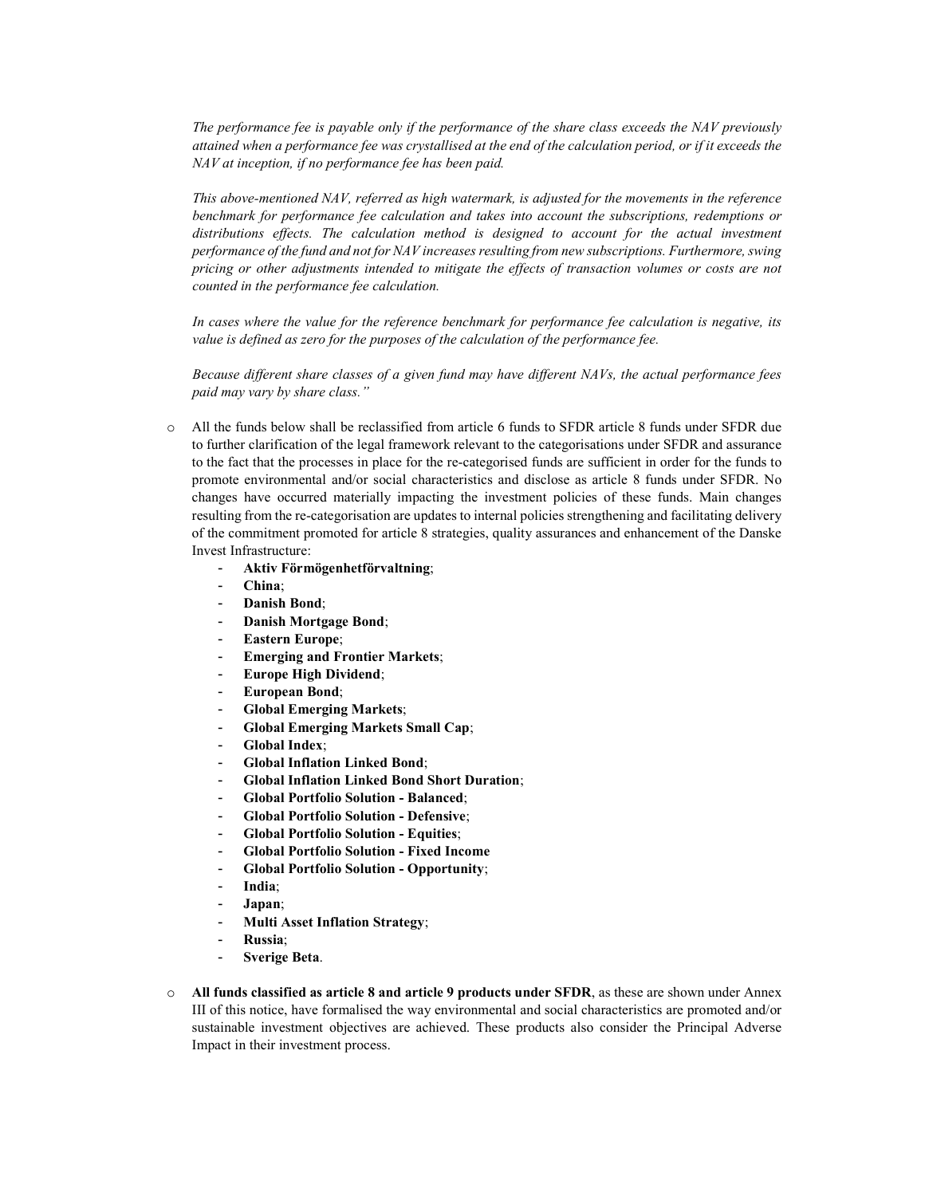*The performance fee is payable only if the performance of the share class exceeds the NAV previously attained when a performance fee was crystallised at the end of the calculation period, or if it exceeds the NAV at inception, if no performance fee has been paid.*

*This above-mentioned NAV, referred as high watermark, is adjusted for the movements in the reference benchmark for performance fee calculation and takes into account the subscriptions, redemptions or distributions effects. The calculation method is designed to account for the actual investment performance of the fund and not for NAV increases resulting from new subscriptions. Furthermore, swing pricing or other adjustments intended to mitigate the effects of transaction volumes or costs are not counted in the performance fee calculation.*

*In cases where the value for the reference benchmark for performance fee calculation is negative, its value is defined as zero for the purposes of the calculation of the performance fee.*

*Because different share classes of a given fund may have different NAVs, the actual performance fees paid may vary by share class."*

- All the funds below shall be reclassified from article 6 funds to SFDR article 8 funds under SFDR due to further clarification of the legal framework relevant to the categorisations under SFDR and assurance to the fact that the processes in place for the re-categorised funds are sufficient in order for the funds to promote environmental and/or social characteristics and disclose as article 8 funds under SFDR. No changes have occurred materially impacting the investment policies of these funds. Main changes resulting from the re-categorisation are updates to internal policies strengthening and facilitating delivery of the commitment promoted for article 8 strategies, quality assurances and enhancement of the Danske Invest Infrastructure:
  - **Aktiv Förmögenhetförvaltning**;
  - **China**;
  - **Danish Bond**;
  - **Danish Mortgage Bond**;
  - **Eastern Europe**;
  - **Emerging and Frontier Markets**;
  - **Europe High Dividend**;
  - **European Bond**;
  - **Global Emerging Markets**;
  - **Global Emerging Markets Small Cap**;
  - **Global Index**;
  - **Global Inflation Linked Bond**;
  - **Global Inflation Linked Bond Short Duration**;
  - **Global Portfolio Solution - Balanced**;
  - **Global Portfolio Solution - Defensive**;
  - **Global Portfolio Solution - Equities**;
  - **Global Portfolio Solution - Fixed Income**
  - **Global Portfolio Solution - Opportunity**;
  - **India**;
  - **Japan**;
  - **Multi Asset Inflation Strategy**;
  - **Russia**;
  - **Sverige Beta**.

- **All funds classified as article 8 and article 9 products under SFDR**, as these are shown under Annex III of this notice, have formalised the way environmental and social characteristics are promoted and/or sustainable investment objectives are achieved. These products also consider the Principal Adverse Impact in their investment process.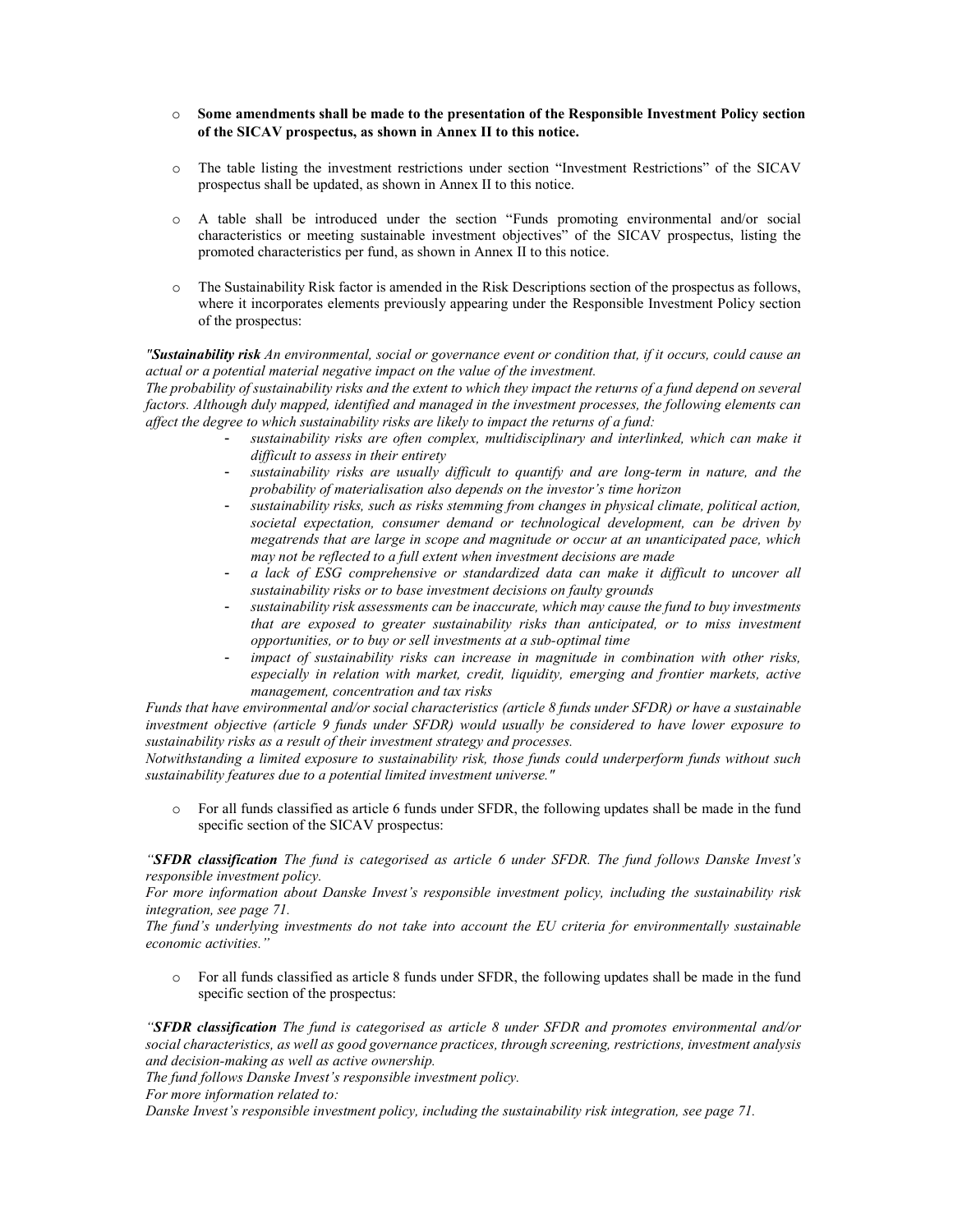- **Some amendments shall be made to the presentation of the Responsible Investment Policy section of the SICAV prospectus, as shown in Annex II to this notice.**

- The table listing the investment restrictions under section "Investment Restrictions" of the SICAV prospectus shall be updated, as shown in Annex II to this notice.

- A table shall be introduced under the section "Funds promoting environmental and/or social characteristics or meeting sustainable investment objectives" of the SICAV prospectus, listing the promoted characteristics per fund, as shown in Annex II to this notice.

- The Sustainability Risk factor is amended in the Risk Descriptions section of the prospectus as follows, where it incorporates elements previously appearing under the Responsible Investment Policy section of the prospectus:

*"**Sustainability risk** An environmental, social or governance event or condition that, if it occurs, could cause an actual or a potential material negative impact on the value of the investment.*
*The probability of sustainability risks and the extent to which they impact the returns of a fund depend on several factors. Although duly mapped, identified and managed in the investment processes, the following elements can affect the degree to which sustainability risks are likely to impact the returns of a fund:*

- *sustainability risks are often complex, multidisciplinary and interlinked, which can make it difficult to assess in their entirety*
- *sustainability risks are usually difficult to quantify and are long-term in nature, and the probability of materialisation also depends on the investor's time horizon*
- *sustainability risks, such as risks stemming from changes in physical climate, political action, societal expectation, consumer demand or technological development, can be driven by megatrends that are large in scope and magnitude or occur at an unanticipated pace, which may not be reflected to a full extent when investment decisions are made*
- *a lack of ESG comprehensive or standardized data can make it difficult to uncover all sustainability risks or to base investment decisions on faulty grounds*
- *sustainability risk assessments can be inaccurate, which may cause the fund to buy investments that are exposed to greater sustainability risks than anticipated, or to miss investment opportunities, or to buy or sell investments at a sub-optimal time*
- *impact of sustainability risks can increase in magnitude in combination with other risks, especially in relation with market, credit, liquidity, emerging and frontier markets, active management, concentration and tax risks*

*Funds that have environmental and/or social characteristics (article 8 funds under SFDR) or have a sustainable investment objective (article 9 funds under SFDR) would usually be considered to have lower exposure to sustainability risks as a result of their investment strategy and processes.*
*Notwithstanding a limited exposure to sustainability risk, those funds could underperform funds without such sustainability features due to a potential limited investment universe."*

- For all funds classified as article 6 funds under SFDR, the following updates shall be made in the fund specific section of the SICAV prospectus:

*"**SFDR classification** The fund is categorised as article 6 under SFDR. The fund follows Danske Invest's responsible investment policy.*
*For more information about Danske Invest's responsible investment policy, including the sustainability risk integration, see page 71.*
*The fund's underlying investments do not take into account the EU criteria for environmentally sustainable economic activities."*

- For all funds classified as article 8 funds under SFDR, the following updates shall be made in the fund specific section of the prospectus:

*"**SFDR classification** The fund is categorised as article 8 under SFDR and promotes environmental and/or social characteristics, as well as good governance practices, through screening, restrictions, investment analysis and decision-making as well as active ownership.*
*The fund follows Danske Invest's responsible investment policy.*
*For more information related to:*
*Danske Invest's responsible investment policy, including the sustainability risk integration, see page 71.*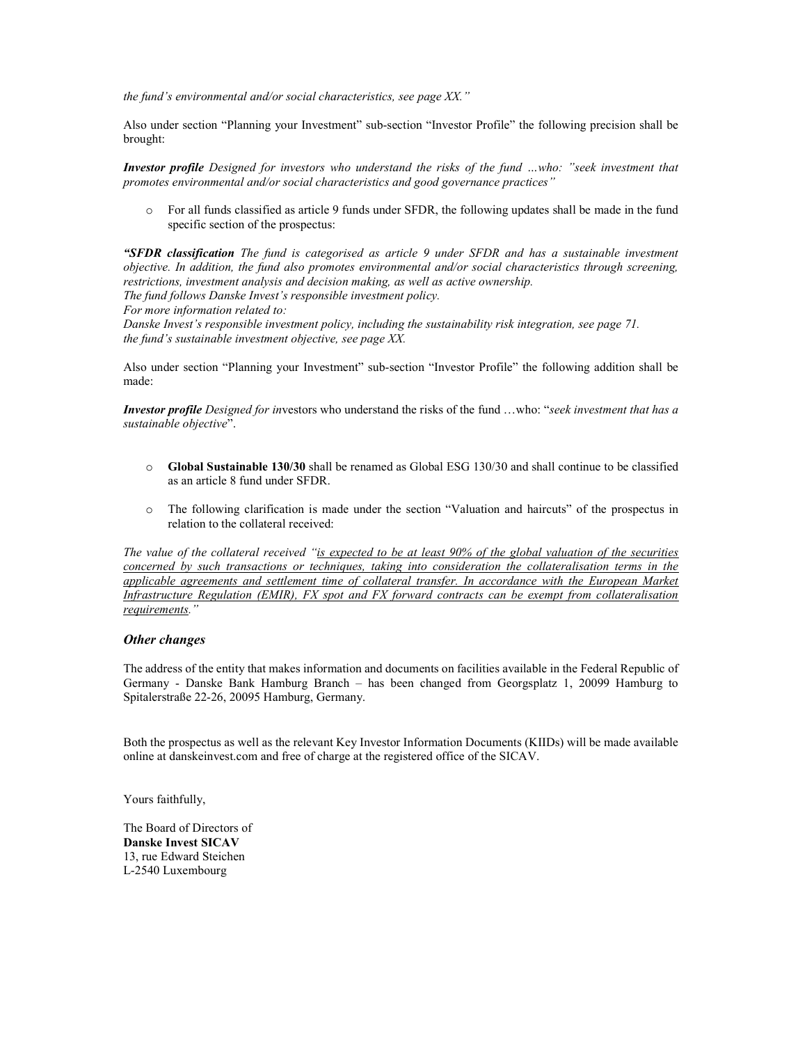*the fund's environmental and/or social characteristics, see page XX."*

Also under section "Planning your Investment" sub-section "Investor Profile" the following precision shall be brought:

***Investor profile*** *Designed for investors who understand the risks of the fund …who: "seek investment that promotes environmental and/or social characteristics and good governance practices"*

- For all funds classified as article 9 funds under SFDR, the following updates shall be made in the fund specific section of the prospectus:

***"SFDR classification*** *The fund is categorised as article 9 under SFDR and has a sustainable investment objective. In addition, the fund also promotes environmental and/or social characteristics through screening, restrictions, investment analysis and decision making, as well as active ownership.*
*The fund follows Danske Invest's responsible investment policy.*
*For more information related to:*
*Danske Invest's responsible investment policy, including the sustainability risk integration, see page 71.*
*the fund's sustainable investment objective, see page XX.*

Also under section "Planning your Investment" sub-section "Investor Profile" the following addition shall be made:

***Investor profile*** *Designed for in*vestors who understand the risks of the fund …who: "*seek investment that has a sustainable objective*".

- **Global Sustainable 130/30** shall be renamed as Global ESG 130/30 and shall continue to be classified as an article 8 fund under SFDR.
- The following clarification is made under the section "Valuation and haircuts" of the prospectus in relation to the collateral received:

*The value of the collateral received "<u>is expected to be at least 90% of the global valuation of the securities concerned by such transactions or techniques, taking into consideration the collateralisation terms in the applicable agreements and settlement time of collateral transfer. In accordance with the European Market Infrastructure Regulation (EMIR), FX spot and FX forward contracts can be exempt from collateralisation requirements.</u>"*

### *Other changes*

The address of the entity that makes information and documents on facilities available in the Federal Republic of Germany - Danske Bank Hamburg Branch – has been changed from Georgsplatz 1, 20099 Hamburg to Spitalerstraße 22-26, 20095 Hamburg, Germany.

Both the prospectus as well as the relevant Key Investor Information Documents (KIIDs) will be made available online at danskeinvest.com and free of charge at the registered office of the SICAV.

Yours faithfully,

The Board of Directors of
**Danske Invest SICAV**
13, rue Edward Steichen
L-2540 Luxembourg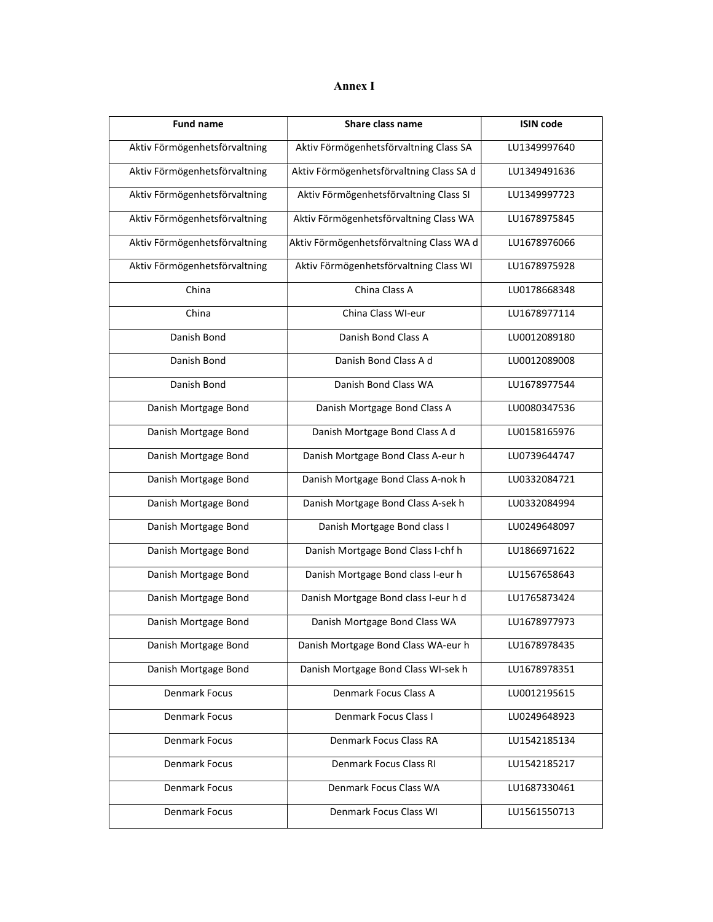# Annex I

| Fund name | Share class name | ISIN code |
|---|---|---|
| Aktiv Förmögenhetsförvaltning | Aktiv Förmögenhetsförvaltning Class SA | LU1349997640 |
| Aktiv Förmögenhetsförvaltning | Aktiv Förmögenhetsförvaltning Class SA d | LU1349491636 |
| Aktiv Förmögenhetsförvaltning | Aktiv Förmögenhetsförvaltning Class SI | LU1349997723 |
| Aktiv Förmögenhetsförvaltning | Aktiv Förmögenhetsförvaltning Class WA | LU1678975845 |
| Aktiv Förmögenhetsförvaltning | Aktiv Förmögenhetsförvaltning Class WA d | LU1678976066 |
| Aktiv Förmögenhetsförvaltning | Aktiv Förmögenhetsförvaltning Class WI | LU1678975928 |
| China | China Class A | LU0178668348 |
| China | China Class WI-eur | LU1678977114 |
| Danish Bond | Danish Bond Class A | LU0012089180 |
| Danish Bond | Danish Bond Class A d | LU0012089008 |
| Danish Bond | Danish Bond Class WA | LU1678977544 |
| Danish Mortgage Bond | Danish Mortgage Bond Class A | LU0080347536 |
| Danish Mortgage Bond | Danish Mortgage Bond Class A d | LU0158165976 |
| Danish Mortgage Bond | Danish Mortgage Bond Class A-eur h | LU0739644747 |
| Danish Mortgage Bond | Danish Mortgage Bond Class A-nok h | LU0332084721 |
| Danish Mortgage Bond | Danish Mortgage Bond Class A-sek h | LU0332084994 |
| Danish Mortgage Bond | Danish Mortgage Bond class I | LU0249648097 |
| Danish Mortgage Bond | Danish Mortgage Bond Class I-chf h | LU1866971622 |
| Danish Mortgage Bond | Danish Mortgage Bond class I-eur h | LU1567658643 |
| Danish Mortgage Bond | Danish Mortgage Bond class I-eur h d | LU1765873424 |
| Danish Mortgage Bond | Danish Mortgage Bond Class WA | LU1678977973 |
| Danish Mortgage Bond | Danish Mortgage Bond Class WA-eur h | LU1678978435 |
| Danish Mortgage Bond | Danish Mortgage Bond Class WI-sek h | LU1678978351 |
| Denmark Focus | Denmark Focus Class A | LU0012195615 |
| Denmark Focus | Denmark Focus Class I | LU0249648923 |
| Denmark Focus | Denmark Focus Class RA | LU1542185134 |
| Denmark Focus | Denmark Focus Class RI | LU1542185217 |
| Denmark Focus | Denmark Focus Class WA | LU1687330461 |
| Denmark Focus | Denmark Focus Class WI | LU1561550713 |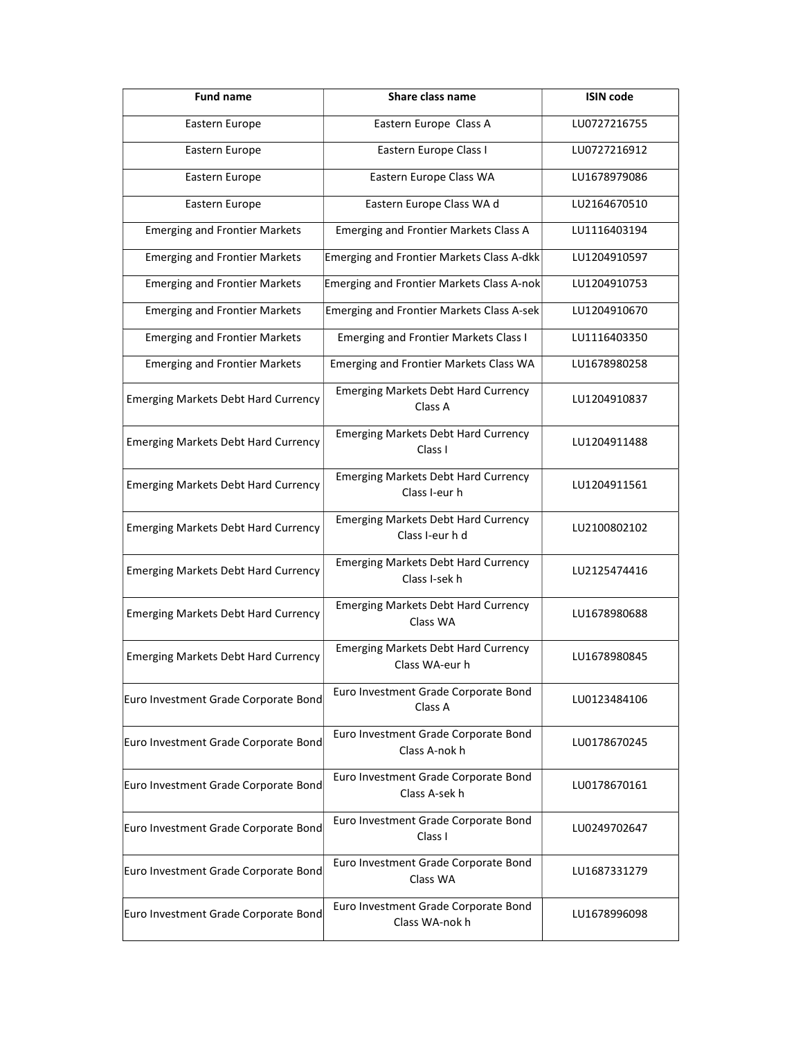| Fund name | Share class name | ISIN code |
| --- | --- | --- |
| Eastern Europe | Eastern Europe  Class A | LU0727216755 |
| Eastern Europe | Eastern Europe Class I | LU0727216912 |
| Eastern Europe | Eastern Europe Class WA | LU1678979086 |
| Eastern Europe | Eastern Europe Class WA d | LU2164670510 |
| Emerging and Frontier Markets | Emerging and Frontier Markets Class A | LU1116403194 |
| Emerging and Frontier Markets | Emerging and Frontier Markets Class A-dkk | LU1204910597 |
| Emerging and Frontier Markets | Emerging and Frontier Markets Class A-nok | LU1204910753 |
| Emerging and Frontier Markets | Emerging and Frontier Markets Class A-sek | LU1204910670 |
| Emerging and Frontier Markets | Emerging and Frontier Markets Class I | LU1116403350 |
| Emerging and Frontier Markets | Emerging and Frontier Markets Class WA | LU1678980258 |
| Emerging Markets Debt Hard Currency | Emerging Markets Debt Hard Currency Class A | LU1204910837 |
| Emerging Markets Debt Hard Currency | Emerging Markets Debt Hard Currency Class I | LU1204911488 |
| Emerging Markets Debt Hard Currency | Emerging Markets Debt Hard Currency Class I-eur h | LU1204911561 |
| Emerging Markets Debt Hard Currency | Emerging Markets Debt Hard Currency Class I-eur h d | LU2100802102 |
| Emerging Markets Debt Hard Currency | Emerging Markets Debt Hard Currency Class I-sek h | LU2125474416 |
| Emerging Markets Debt Hard Currency | Emerging Markets Debt Hard Currency Class WA | LU1678980688 |
| Emerging Markets Debt Hard Currency | Emerging Markets Debt Hard Currency Class WA-eur h | LU1678980845 |
| Euro Investment Grade Corporate Bond | Euro Investment Grade Corporate Bond Class A | LU0123484106 |
| Euro Investment Grade Corporate Bond | Euro Investment Grade Corporate Bond Class A-nok h | LU0178670245 |
| Euro Investment Grade Corporate Bond | Euro Investment Grade Corporate Bond Class A-sek h | LU0178670161 |
| Euro Investment Grade Corporate Bond | Euro Investment Grade Corporate Bond Class I | LU0249702647 |
| Euro Investment Grade Corporate Bond | Euro Investment Grade Corporate Bond Class WA | LU1687331279 |
| Euro Investment Grade Corporate Bond | Euro Investment Grade Corporate Bond Class WA-nok h | LU1678996098 |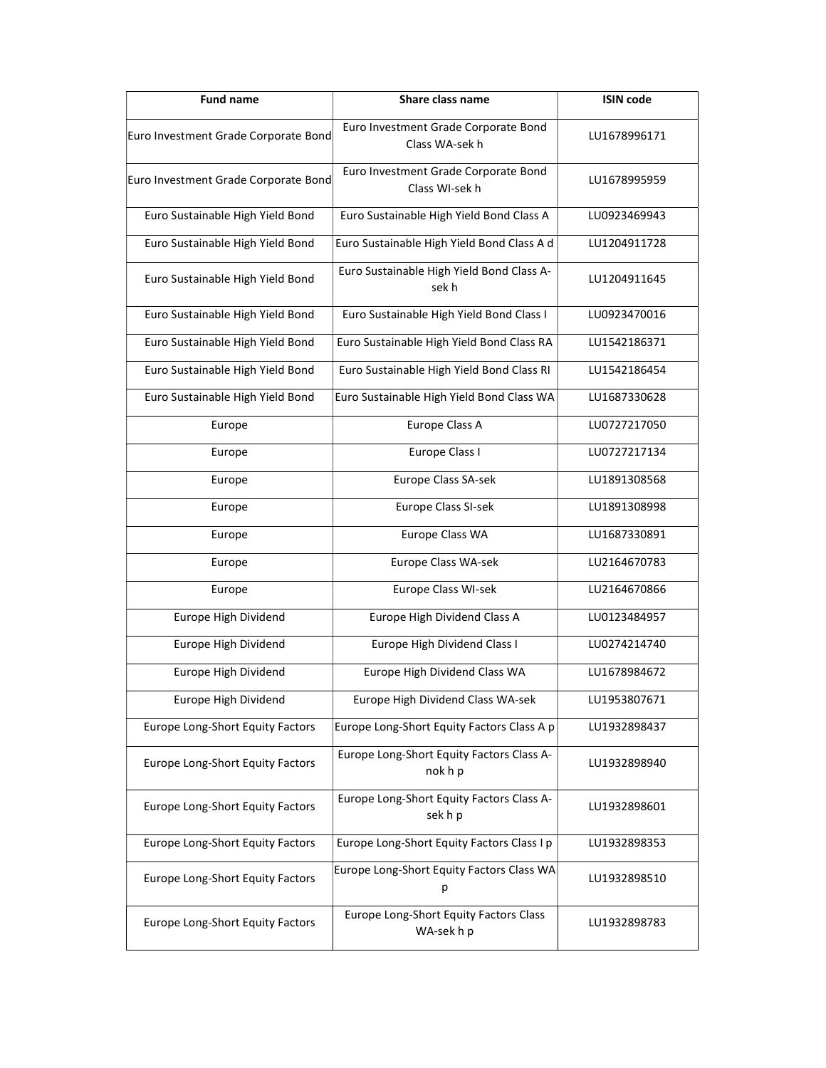| Fund name | Share class name | ISIN code |
| --- | --- | --- |
| Euro Investment Grade Corporate Bond | Euro Investment Grade Corporate Bond Class WA-sek h | LU1678996171 |
| Euro Investment Grade Corporate Bond | Euro Investment Grade Corporate Bond Class WI-sek h | LU1678995959 |
| Euro Sustainable High Yield Bond | Euro Sustainable High Yield Bond Class A | LU0923469943 |
| Euro Sustainable High Yield Bond | Euro Sustainable High Yield Bond Class A d | LU1204911728 |
| Euro Sustainable High Yield Bond | Euro Sustainable High Yield Bond Class A-sek h | LU1204911645 |
| Euro Sustainable High Yield Bond | Euro Sustainable High Yield Bond Class I | LU0923470016 |
| Euro Sustainable High Yield Bond | Euro Sustainable High Yield Bond Class RA | LU1542186371 |
| Euro Sustainable High Yield Bond | Euro Sustainable High Yield Bond Class RI | LU1542186454 |
| Euro Sustainable High Yield Bond | Euro Sustainable High Yield Bond Class WA | LU1687330628 |
| Europe | Europe Class A | LU0727217050 |
| Europe | Europe Class I | LU0727217134 |
| Europe | Europe Class SA-sek | LU1891308568 |
| Europe | Europe Class SI-sek | LU1891308998 |
| Europe | Europe Class WA | LU1687330891 |
| Europe | Europe Class WA-sek | LU2164670783 |
| Europe | Europe Class WI-sek | LU2164670866 |
| Europe High Dividend | Europe High Dividend Class A | LU0123484957 |
| Europe High Dividend | Europe High Dividend Class I | LU0274214740 |
| Europe High Dividend | Europe High Dividend Class WA | LU1678984672 |
| Europe High Dividend | Europe High Dividend Class WA-sek | LU1953807671 |
| Europe Long-Short Equity Factors | Europe Long-Short Equity Factors Class A p | LU1932898437 |
| Europe Long-Short Equity Factors | Europe Long-Short Equity Factors Class A-nok h p | LU1932898940 |
| Europe Long-Short Equity Factors | Europe Long-Short Equity Factors Class A-sek h p | LU1932898601 |
| Europe Long-Short Equity Factors | Europe Long-Short Equity Factors Class I p | LU1932898353 |
| Europe Long-Short Equity Factors | Europe Long-Short Equity Factors Class WA p | LU1932898510 |
| Europe Long-Short Equity Factors | Europe Long-Short Equity Factors Class WA-sek h p | LU1932898783 |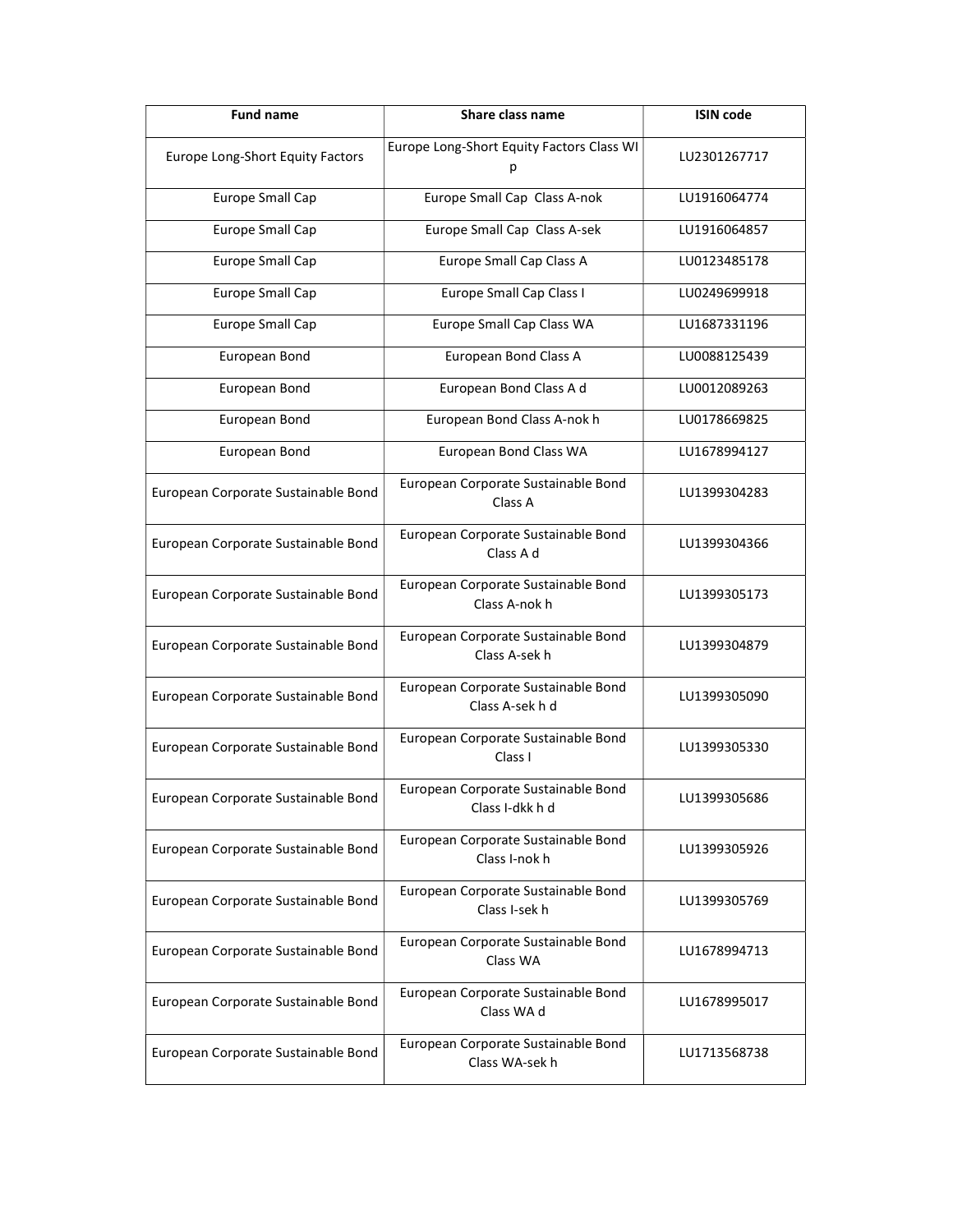| Fund name | Share class name | ISIN code |
| --- | --- | --- |
| Europe Long-Short Equity Factors | Europe Long-Short Equity Factors Class WI p | LU2301267717 |
| Europe Small Cap | Europe Small Cap  Class A-nok | LU1916064774 |
| Europe Small Cap | Europe Small Cap  Class A-sek | LU1916064857 |
| Europe Small Cap | Europe Small Cap Class A | LU0123485178 |
| Europe Small Cap | Europe Small Cap Class I | LU0249699918 |
| Europe Small Cap | Europe Small Cap Class WA | LU1687331196 |
| European Bond | European Bond Class A | LU0088125439 |
| European Bond | European Bond Class A d | LU0012089263 |
| European Bond | European Bond Class A-nok h | LU0178669825 |
| European Bond | European Bond Class WA | LU1678994127 |
| European Corporate Sustainable Bond | European Corporate Sustainable Bond Class A | LU1399304283 |
| European Corporate Sustainable Bond | European Corporate Sustainable Bond Class A d | LU1399304366 |
| European Corporate Sustainable Bond | European Corporate Sustainable Bond Class A-nok h | LU1399305173 |
| European Corporate Sustainable Bond | European Corporate Sustainable Bond Class A-sek h | LU1399304879 |
| European Corporate Sustainable Bond | European Corporate Sustainable Bond Class A-sek h d | LU1399305090 |
| European Corporate Sustainable Bond | European Corporate Sustainable Bond Class I | LU1399305330 |
| European Corporate Sustainable Bond | European Corporate Sustainable Bond Class I-dkk h d | LU1399305686 |
| European Corporate Sustainable Bond | European Corporate Sustainable Bond Class I-nok h | LU1399305926 |
| European Corporate Sustainable Bond | European Corporate Sustainable Bond Class I-sek h | LU1399305769 |
| European Corporate Sustainable Bond | European Corporate Sustainable Bond Class WA | LU1678994713 |
| European Corporate Sustainable Bond | European Corporate Sustainable Bond Class WA d | LU1678995017 |
| European Corporate Sustainable Bond | European Corporate Sustainable Bond Class WA-sek h | LU1713568738 |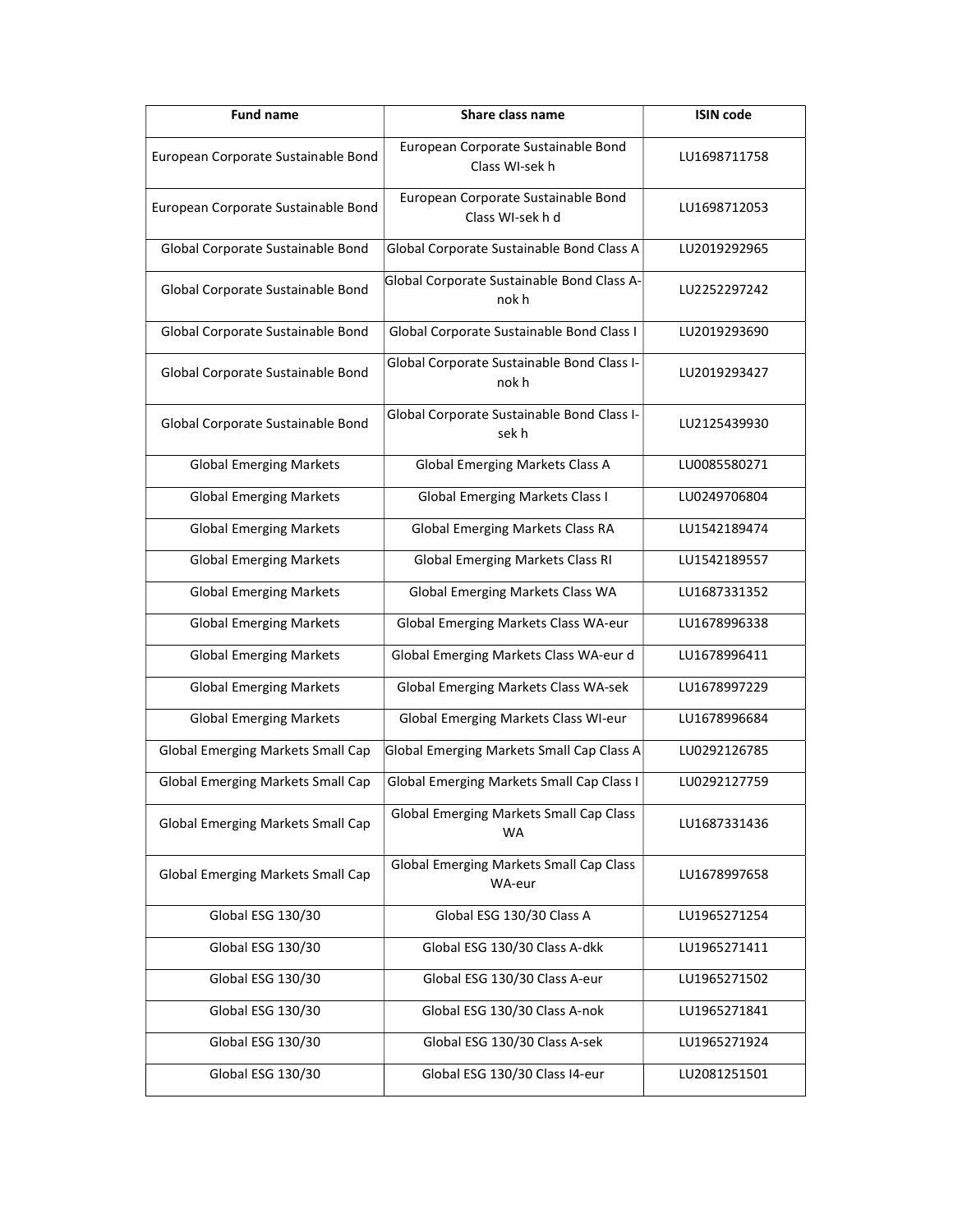| Fund name | Share class name | ISIN code |
|---|---|---|
| European Corporate Sustainable Bond | European Corporate Sustainable Bond Class WI-sek h | LU1698711758 |
| European Corporate Sustainable Bond | European Corporate Sustainable Bond Class WI-sek h d | LU1698712053 |
| Global Corporate Sustainable Bond | Global Corporate Sustainable Bond Class A | LU2019292965 |
| Global Corporate Sustainable Bond | Global Corporate Sustainable Bond Class A-nok h | LU2252297242 |
| Global Corporate Sustainable Bond | Global Corporate Sustainable Bond Class I | LU2019293690 |
| Global Corporate Sustainable Bond | Global Corporate Sustainable Bond Class I-nok h | LU2019293427 |
| Global Corporate Sustainable Bond | Global Corporate Sustainable Bond Class I-sek h | LU2125439930 |
| Global Emerging Markets | Global Emerging Markets Class A | LU0085580271 |
| Global Emerging Markets | Global Emerging Markets Class I | LU0249706804 |
| Global Emerging Markets | Global Emerging Markets Class RA | LU1542189474 |
| Global Emerging Markets | Global Emerging Markets Class RI | LU1542189557 |
| Global Emerging Markets | Global Emerging Markets Class WA | LU1687331352 |
| Global Emerging Markets | Global Emerging Markets Class WA-eur | LU1678996338 |
| Global Emerging Markets | Global Emerging Markets Class WA-eur d | LU1678996411 |
| Global Emerging Markets | Global Emerging Markets Class WA-sek | LU1678997229 |
| Global Emerging Markets | Global Emerging Markets Class WI-eur | LU1678996684 |
| Global Emerging Markets Small Cap | Global Emerging Markets Small Cap Class A | LU0292126785 |
| Global Emerging Markets Small Cap | Global Emerging Markets Small Cap Class I | LU0292127759 |
| Global Emerging Markets Small Cap | Global Emerging Markets Small Cap Class WA | LU1687331436 |
| Global Emerging Markets Small Cap | Global Emerging Markets Small Cap Class WA-eur | LU1678997658 |
| Global ESG 130/30 | Global ESG 130/30 Class A | LU1965271254 |
| Global ESG 130/30 | Global ESG 130/30 Class A-dkk | LU1965271411 |
| Global ESG 130/30 | Global ESG 130/30 Class A-eur | LU1965271502 |
| Global ESG 130/30 | Global ESG 130/30 Class A-nok | LU1965271841 |
| Global ESG 130/30 | Global ESG 130/30 Class A-sek | LU1965271924 |
| Global ESG 130/30 | Global ESG 130/30 Class I4-eur | LU2081251501 |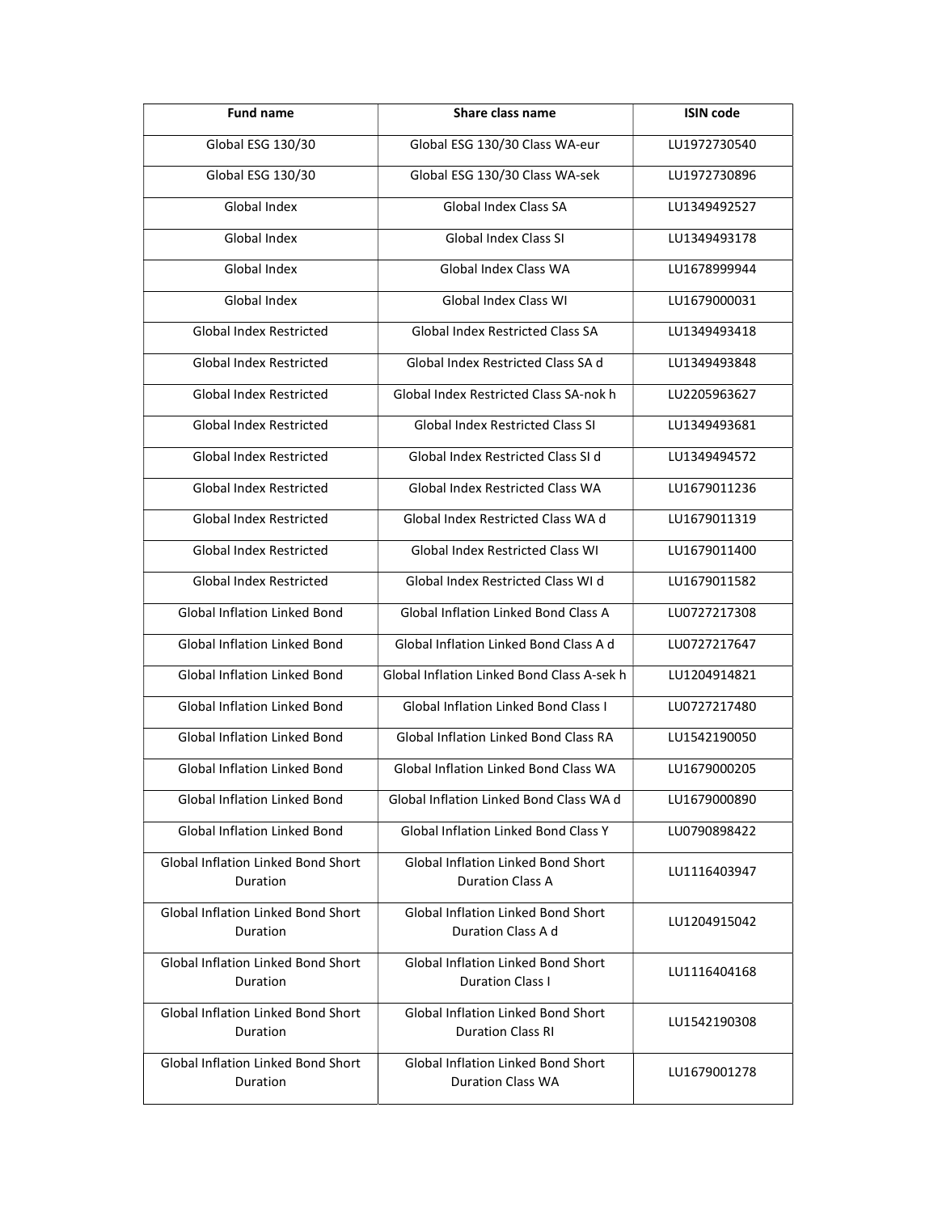| Fund name | Share class name | ISIN code |
| --- | --- | --- |
| Global ESG 130/30 | Global ESG 130/30 Class WA-eur | LU1972730540 |
| Global ESG 130/30 | Global ESG 130/30 Class WA-sek | LU1972730896 |
| Global Index | Global Index Class SA | LU1349492527 |
| Global Index | Global Index Class SI | LU1349493178 |
| Global Index | Global Index Class WA | LU1678999944 |
| Global Index | Global Index Class WI | LU1679000031 |
| Global Index Restricted | Global Index Restricted Class SA | LU1349493418 |
| Global Index Restricted | Global Index Restricted Class SA d | LU1349493848 |
| Global Index Restricted | Global Index Restricted Class SA-nok h | LU2205963627 |
| Global Index Restricted | Global Index Restricted Class SI | LU1349493681 |
| Global Index Restricted | Global Index Restricted Class SI d | LU1349494572 |
| Global Index Restricted | Global Index Restricted Class WA | LU1679011236 |
| Global Index Restricted | Global Index Restricted Class WA d | LU1679011319 |
| Global Index Restricted | Global Index Restricted Class WI | LU1679011400 |
| Global Index Restricted | Global Index Restricted Class WI d | LU1679011582 |
| Global Inflation Linked Bond | Global Inflation Linked Bond Class A | LU0727217308 |
| Global Inflation Linked Bond | Global Inflation Linked Bond Class A d | LU0727217647 |
| Global Inflation Linked Bond | Global Inflation Linked Bond Class A-sek h | LU1204914821 |
| Global Inflation Linked Bond | Global Inflation Linked Bond Class I | LU0727217480 |
| Global Inflation Linked Bond | Global Inflation Linked Bond Class RA | LU1542190050 |
| Global Inflation Linked Bond | Global Inflation Linked Bond Class WA | LU1679000205 |
| Global Inflation Linked Bond | Global Inflation Linked Bond Class WA d | LU1679000890 |
| Global Inflation Linked Bond | Global Inflation Linked Bond Class Y | LU0790898422 |
| Global Inflation Linked Bond Short Duration | Global Inflation Linked Bond Short Duration Class A | LU1116403947 |
| Global Inflation Linked Bond Short Duration | Global Inflation Linked Bond Short Duration Class A d | LU1204915042 |
| Global Inflation Linked Bond Short Duration | Global Inflation Linked Bond Short Duration Class I | LU1116404168 |
| Global Inflation Linked Bond Short Duration | Global Inflation Linked Bond Short Duration Class RI | LU1542190308 |
| Global Inflation Linked Bond Short Duration | Global Inflation Linked Bond Short Duration Class WA | LU1679001278 |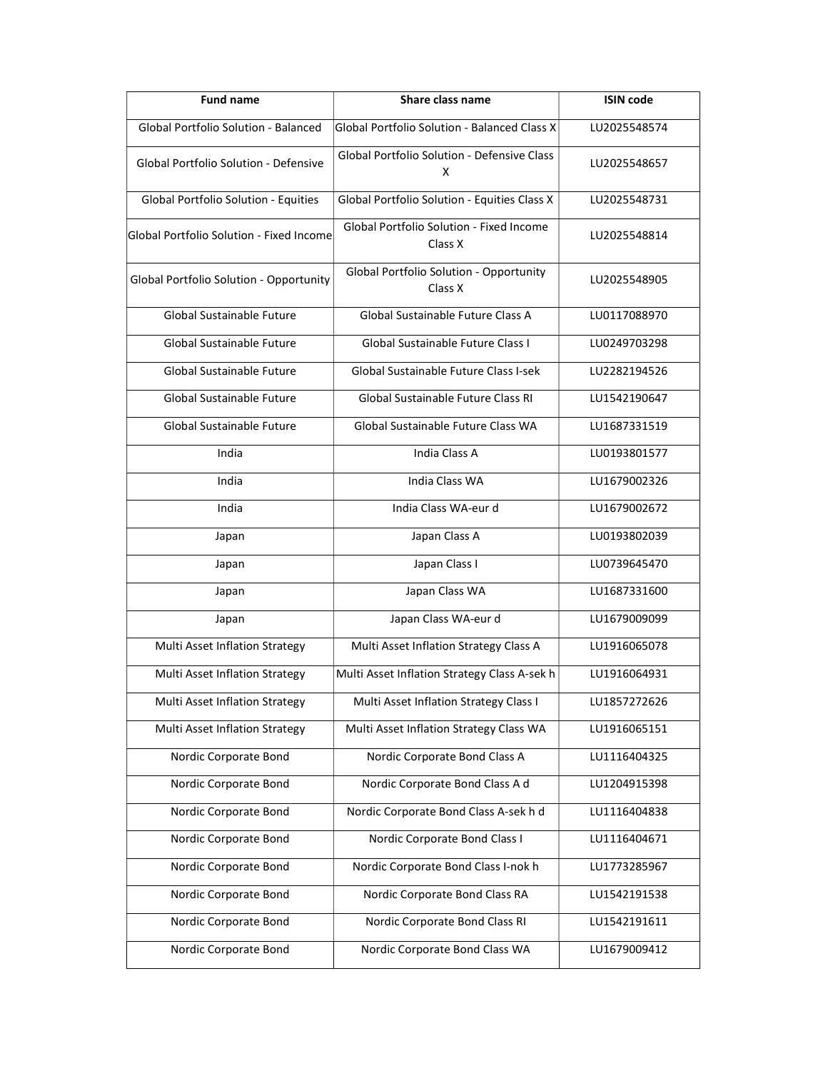| Fund name | Share class name | ISIN code |
| --- | --- | --- |
| Global Portfolio Solution - Balanced | Global Portfolio Solution - Balanced Class X | LU2025548574 |
| Global Portfolio Solution - Defensive | Global Portfolio Solution - Defensive Class X | LU2025548657 |
| Global Portfolio Solution - Equities | Global Portfolio Solution - Equities Class X | LU2025548731 |
| Global Portfolio Solution - Fixed Income | Global Portfolio Solution - Fixed Income Class X | LU2025548814 |
| Global Portfolio Solution - Opportunity | Global Portfolio Solution - Opportunity Class X | LU2025548905 |
| Global Sustainable Future | Global Sustainable Future Class A | LU0117088970 |
| Global Sustainable Future | Global Sustainable Future Class I | LU0249703298 |
| Global Sustainable Future | Global Sustainable Future Class I-sek | LU2282194526 |
| Global Sustainable Future | Global Sustainable Future Class RI | LU1542190647 |
| Global Sustainable Future | Global Sustainable Future Class WA | LU1687331519 |
| India | India Class A | LU0193801577 |
| India | India Class WA | LU1679002326 |
| India | India Class WA-eur d | LU1679002672 |
| Japan | Japan Class A | LU0193802039 |
| Japan | Japan Class I | LU0739645470 |
| Japan | Japan Class WA | LU1687331600 |
| Japan | Japan Class WA-eur d | LU1679009099 |
| Multi Asset Inflation Strategy | Multi Asset Inflation Strategy Class A | LU1916065078 |
| Multi Asset Inflation Strategy | Multi Asset Inflation Strategy Class A-sek h | LU1916064931 |
| Multi Asset Inflation Strategy | Multi Asset Inflation Strategy Class I | LU1857272626 |
| Multi Asset Inflation Strategy | Multi Asset Inflation Strategy Class WA | LU1916065151 |
| Nordic Corporate Bond | Nordic Corporate Bond Class A | LU1116404325 |
| Nordic Corporate Bond | Nordic Corporate Bond Class A d | LU1204915398 |
| Nordic Corporate Bond | Nordic Corporate Bond Class A-sek h d | LU1116404838 |
| Nordic Corporate Bond | Nordic Corporate Bond Class I | LU1116404671 |
| Nordic Corporate Bond | Nordic Corporate Bond Class I-nok h | LU1773285967 |
| Nordic Corporate Bond | Nordic Corporate Bond Class RA | LU1542191538 |
| Nordic Corporate Bond | Nordic Corporate Bond Class RI | LU1542191611 |
| Nordic Corporate Bond | Nordic Corporate Bond Class WA | LU1679009412 |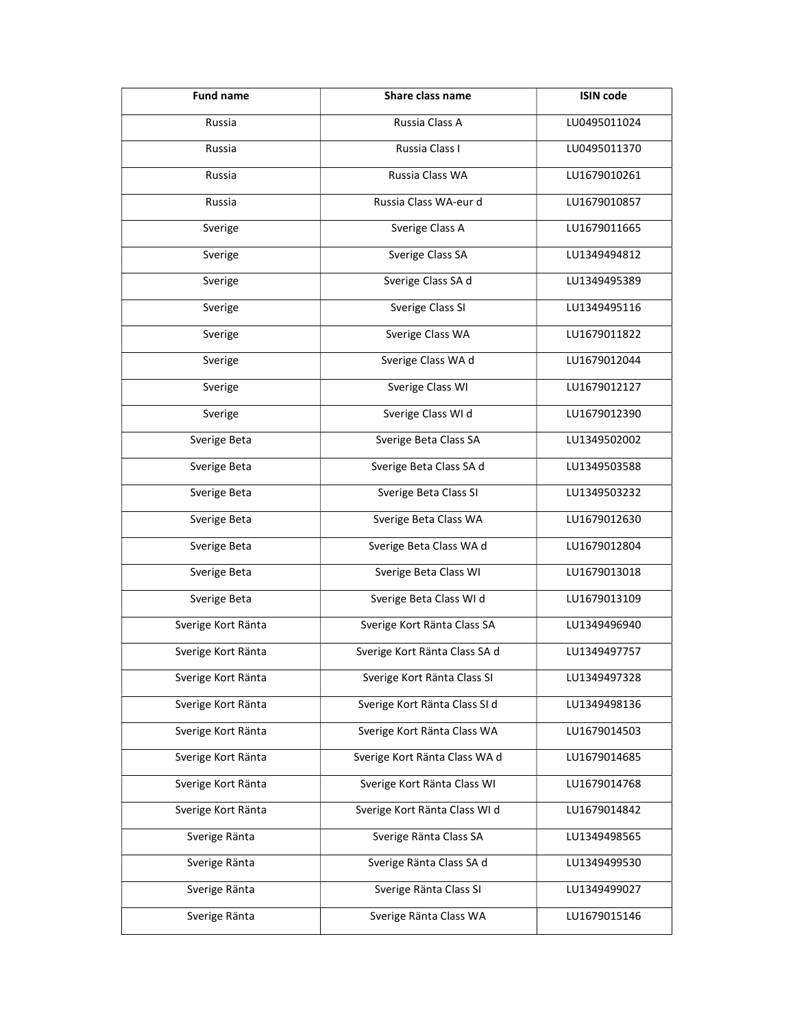| Fund name | Share class name | ISIN code |
|---|---|---|
| Russia | Russia Class A | LU0495011024 |
| Russia | Russia Class I | LU0495011370 |
| Russia | Russia Class WA | LU1679010261 |
| Russia | Russia Class WA-eur d | LU1679010857 |
| Sverige | Sverige Class A | LU1679011665 |
| Sverige | Sverige Class SA | LU1349494812 |
| Sverige | Sverige Class SA d | LU1349495389 |
| Sverige | Sverige Class SI | LU1349495116 |
| Sverige | Sverige Class WA | LU1679011822 |
| Sverige | Sverige Class WA d | LU1679012044 |
| Sverige | Sverige Class WI | LU1679012127 |
| Sverige | Sverige Class WI d | LU1679012390 |
| Sverige Beta | Sverige Beta Class SA | LU1349502002 |
| Sverige Beta | Sverige Beta Class SA d | LU1349503588 |
| Sverige Beta | Sverige Beta Class SI | LU1349503232 |
| Sverige Beta | Sverige Beta Class WA | LU1679012630 |
| Sverige Beta | Sverige Beta Class WA d | LU1679012804 |
| Sverige Beta | Sverige Beta Class WI | LU1679013018 |
| Sverige Beta | Sverige Beta Class WI d | LU1679013109 |
| Sverige Kort Ränta | Sverige Kort Ränta Class SA | LU1349496940 |
| Sverige Kort Ränta | Sverige Kort Ränta Class SA d | LU1349497757 |
| Sverige Kort Ränta | Sverige Kort Ränta Class SI | LU1349497328 |
| Sverige Kort Ränta | Sverige Kort Ränta Class SI d | LU1349498136 |
| Sverige Kort Ränta | Sverige Kort Ränta Class WA | LU1679014503 |
| Sverige Kort Ränta | Sverige Kort Ränta Class WA d | LU1679014685 |
| Sverige Kort Ränta | Sverige Kort Ränta Class WI | LU1679014768 |
| Sverige Kort Ränta | Sverige Kort Ränta Class WI d | LU1679014842 |
| Sverige Ränta | Sverige Ränta Class SA | LU1349498565 |
| Sverige Ränta | Sverige Ränta Class SA d | LU1349499530 |
| Sverige Ränta | Sverige Ränta Class SI | LU1349499027 |
| Sverige Ränta | Sverige Ränta Class WA | LU1679015146 |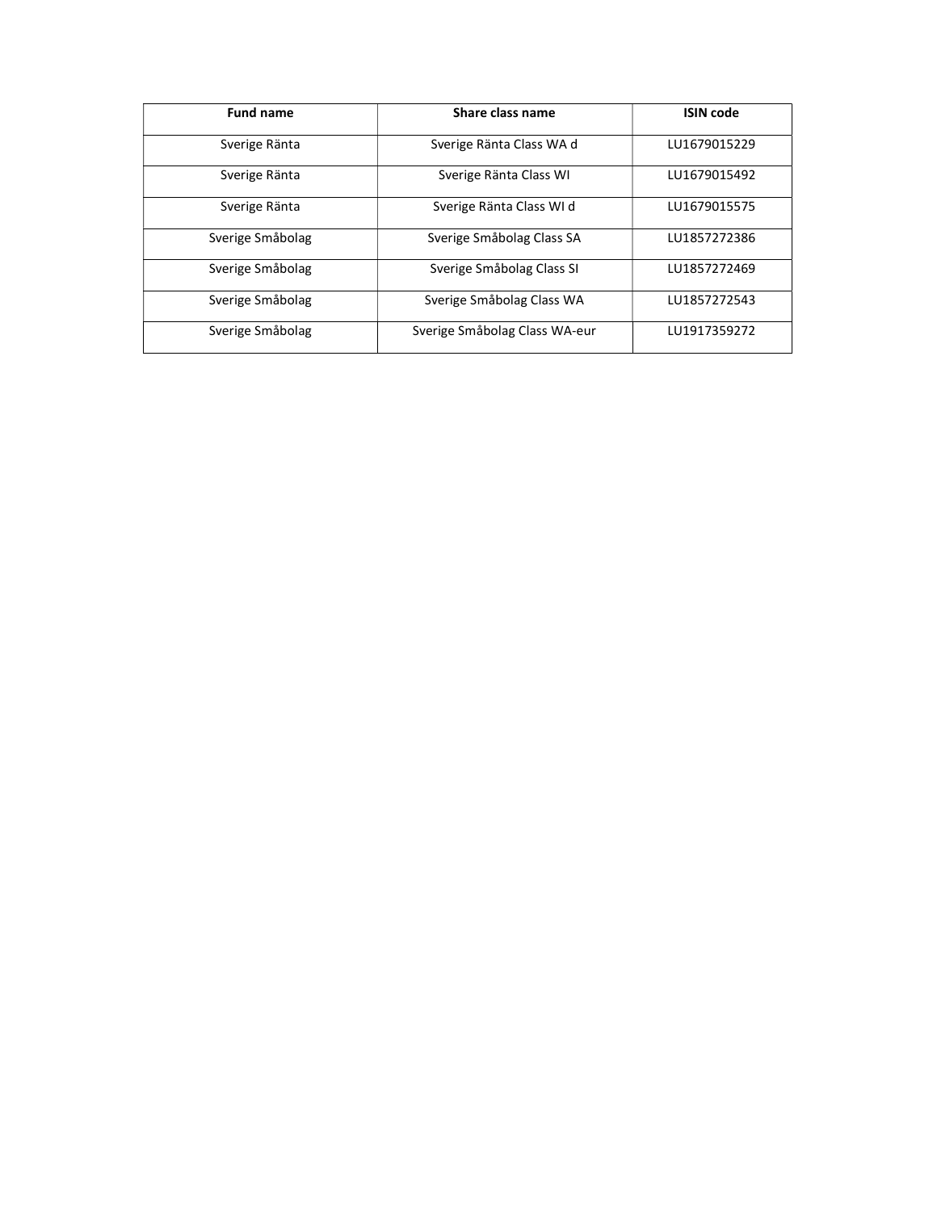| Fund name | Share class name | ISIN code |
| --- | --- | --- |
| Sverige Ränta | Sverige Ränta Class WA d | LU1679015229 |
| Sverige Ränta | Sverige Ränta Class WI | LU1679015492 |
| Sverige Ränta | Sverige Ränta Class WI d | LU1679015575 |
| Sverige Småbolag | Sverige Småbolag Class SA | LU1857272386 |
| Sverige Småbolag | Sverige Småbolag Class SI | LU1857272469 |
| Sverige Småbolag | Sverige Småbolag Class WA | LU1857272543 |
| Sverige Småbolag | Sverige Småbolag Class WA-eur | LU1917359272 |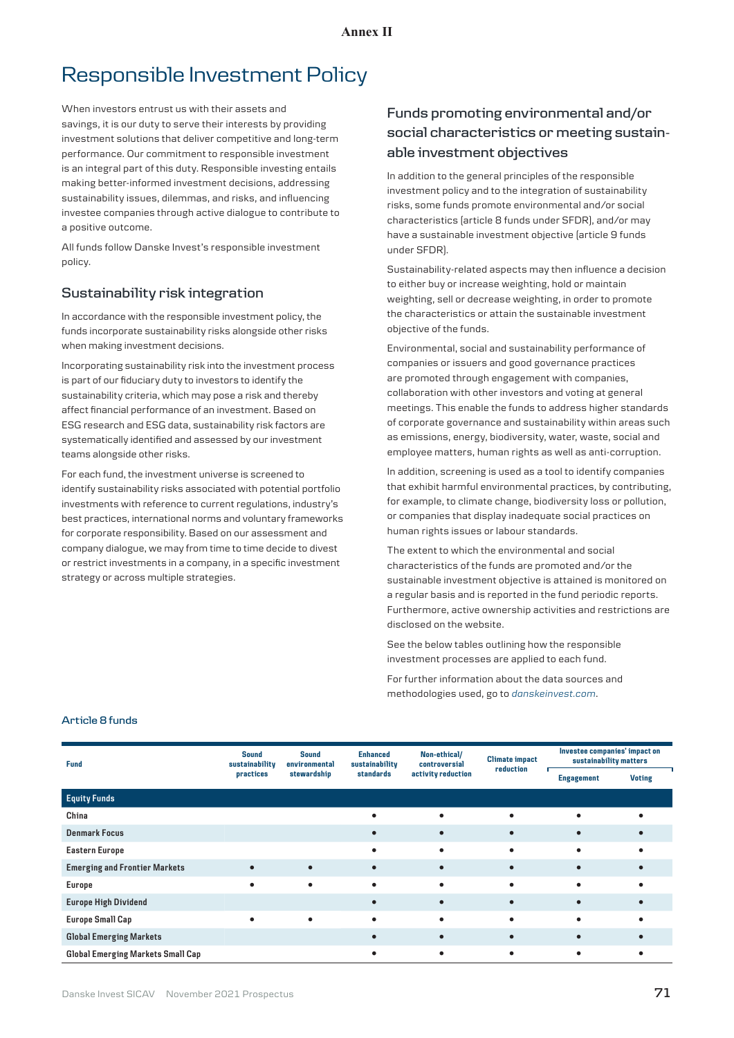# Annex II

# Responsible Investment Policy

When investors entrust us with their assets and savings, it is our duty to serve their interests by providing investment solutions that deliver competitive and long-term performance. Our commitment to responsible investment is an integral part of this duty. Responsible investing entails making better-informed investment decisions, addressing sustainability issues, dilemmas, and risks, and influencing investee companies through active dialogue to contribute to a positive outcome.

All funds follow Danske Invest's responsible investment policy.

## Sustainability risk integration

In accordance with the responsible investment policy, the funds incorporate sustainability risks alongside other risks when making investment decisions.

Incorporating sustainability risk into the investment process is part of our fiduciary duty to investors to identify the sustainability criteria, which may pose a risk and thereby affect financial performance of an investment. Based on ESG research and ESG data, sustainability risk factors are systematically identified and assessed by our investment teams alongside other risks.

For each fund, the investment universe is screened to identify sustainability risks associated with potential portfolio investments with reference to current regulations, industry's best practices, international norms and voluntary frameworks for corporate responsibility. Based on our assessment and company dialogue, we may from time to time decide to divest or restrict investments in a company, in a specific investment strategy or across multiple strategies.

## Funds promoting environmental and/or social characteristics or meeting sustainable investment objectives

In addition to the general principles of the responsible investment policy and to the integration of sustainability risks, some funds promote environmental and/or social characteristics (article 8 funds under SFDR), and/or may have a sustainable investment objective (article 9 funds under SFDR).

Sustainability-related aspects may then influence a decision to either buy or increase weighting, hold or maintain weighting, sell or decrease weighting, in order to promote the characteristics or attain the sustainable investment objective of the funds.

Environmental, social and sustainability performance of companies or issuers and good governance practices are promoted through engagement with companies, collaboration with other investors and voting at general meetings. This enable the funds to address higher standards of corporate governance and sustainability within areas such as emissions, energy, biodiversity, water, waste, social and employee matters, human rights as well as anti-corruption.

In addition, screening is used as a tool to identify companies that exhibit harmful environmental practices, by contributing, for example, to climate change, biodiversity loss or pollution, or companies that display inadequate social practices on human rights issues or labour standards.

The extent to which the environmental and social characteristics of the funds are promoted and/or the sustainable investment objective is attained is monitored on a regular basis and is reported in the fund periodic reports. Furthermore, active ownership activities and restrictions are disclosed on the website.

See the below tables outlining how the responsible investment processes are applied to each fund.

For further information about the data sources and methodologies used, go to *danskeinvest.com*.

### Article 8 funds

| Fund | Sound sustainability practices | Sound environmental stewardship | Enhanced sustainability standards | Non-ethical/ controversial activity reduction | Climate impact reduction | Investee companies' impact on sustainability matters | |
|---|---|---|---|---|---|---|---|
| | | | | | | Engagement | Voting |
| **Equity Funds** | | | | | | | |
| China | | | • | • | • | • | • |
| Denmark Focus | | | • | • | • | • | • |
| Eastern Europe | | | • | • | • | • | • |
| Emerging and Frontier Markets | • | • | • | • | • | • | • |
| Europe | • | • | • | • | • | • | • |
| Europe High Dividend | | | • | • | • | • | • |
| Europe Small Cap | • | • | • | • | • | • | • |
| Global Emerging Markets | | | • | • | • | • | • |
| Global Emerging Markets Small Cap | | | • | • | • | • | • |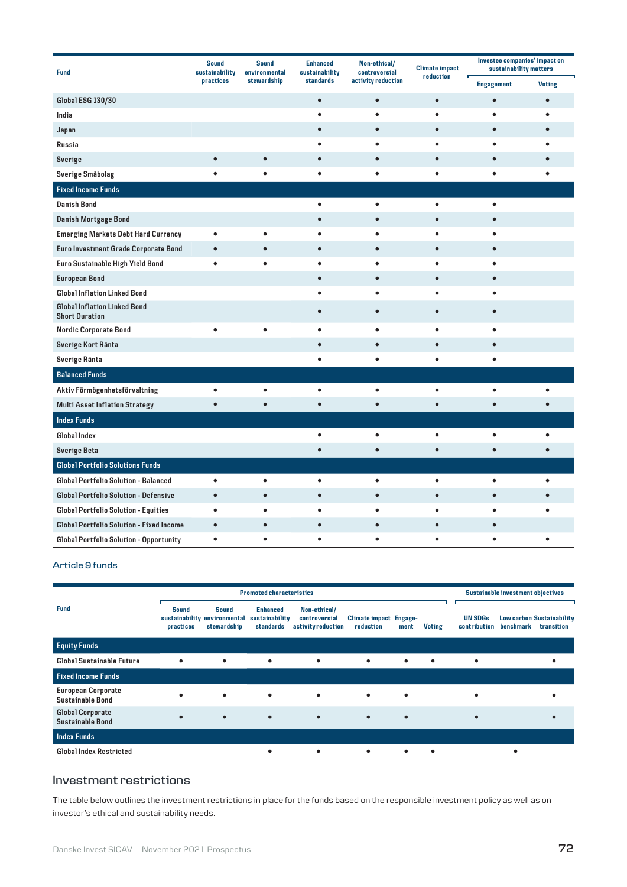| Fund | Sound sustainability practices | Sound environmental stewardship | Enhanced sustainability standards | Non-ethical/ controversial activity reduction | Climate impact reduction | Investee companies' impact on sustainability matters | |
|---|---|---|---|---|---|---|---|
| | | | | | | Engagement | Voting |
| Global ESG 130/30 | | | • | • | • | • | • |
| India | | | • | • | • | • | • |
| Japan | | | • | • | • | • | • |
| Russia | | | • | • | • | • | • |
| Sverige | • | • | • | • | • | • | • |
| Sverige Småbolag | • | • | • | • | • | • | • |
| **Fixed Income Funds** | | | | | | | |
| Danish Bond | | | • | • | • | • | |
| Danish Mortgage Bond | | | • | • | • | • | |
| Emerging Markets Debt Hard Currency | • | • | • | • | • | • | |
| Euro Investment Grade Corporate Bond | • | • | • | • | • | • | |
| Euro Sustainable High Yield Bond | • | • | • | • | • | • | |
| European Bond | | | • | • | • | • | |
| Global Inflation Linked Bond | | | • | • | • | • | |
| Global Inflation Linked Bond Short Duration | | | • | • | • | • | |
| Nordic Corporate Bond | • | • | • | • | • | • | |
| Sverige Kort Ränta | | | • | • | • | • | |
| Sverige Ränta | | | • | • | • | • | |
| **Balanced Funds** | | | | | | | |
| Aktiv Förmögenhetsförvaltning | • | • | • | • | • | • | • |
| Multi Asset Inflation Strategy | • | • | • | • | • | • | • |
| **Index Funds** | | | | | | | |
| Global Index | | | • | • | • | • | • |
| Sverige Beta | | | • | • | • | • | • |
| **Global Portfolio Solutions Funds** | | | | | | | |
| Global Portfolio Solution - Balanced | • | • | • | • | • | • | • |
| Global Portfolio Solution - Defensive | • | • | • | • | • | • | • |
| Global Portfolio Solution - Equities | • | • | • | • | • | • | • |
| Global Portfolio Solution - Fixed Income | • | • | • | • | • | • | |
| Global Portfolio Solution - Opportunity | • | • | • | • | • | • | • |

## Article 9 funds

| Fund | Promoted characteristics | | | | | | | Sustainable investment objectives | | |
|---|---|---|---|---|---|---|---|---|---|---|
| | Sound sustainability practices | Sound environmental stewardship | Enhanced sustainability standards | Non-ethical/ controversial activity reduction | Climate impact reduction | Engagement | Voting | UN SDGs contribution | Low carbon benchmark | Sustainability transition |
| **Equity Funds** | | | | | | | | | | |
| Global Sustainable Future | • | • | • | • | • | • | • | • | | • |
| **Fixed Income Funds** | | | | | | | | | | |
| European Corporate Sustainable Bond | • | • | • | • | • | • | | • | | • |
| Global Corporate Sustainable Bond | • | • | • | • | • | • | | • | | • |
| **Index Funds** | | | | | | | | | | |
| Global Index Restricted | | | • | • | • | • | • | | • | |

## Investment restrictions

The table below outlines the investment restrictions in place for the funds based on the responsible investment policy as well as on investor's ethical and sustainability needs.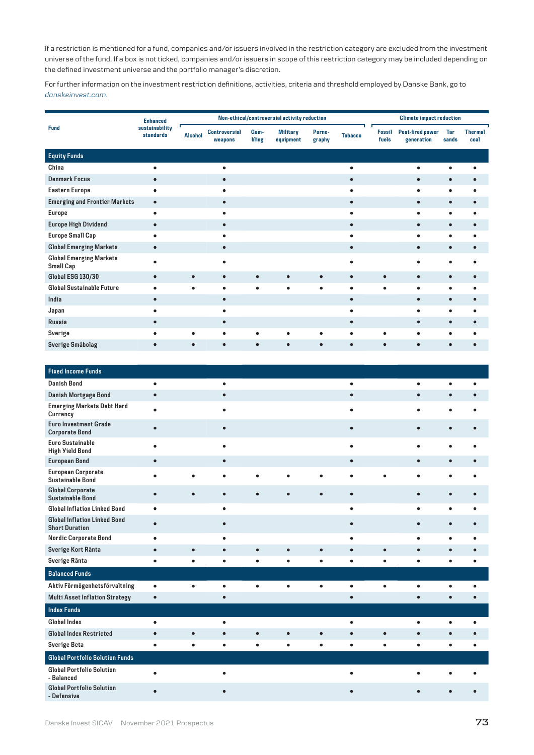If a restriction is mentioned for a fund, companies and/or issuers involved in the restriction category are excluded from the investment universe of the fund. If a box is not ticked, companies and/or issuers in scope of this restriction category may be included depending on the defined investment universe and the portfolio manager's discretion.

For further information on the investment restriction definitions, activities, criteria and threshold employed by Danske Bank, go to *danskeinvest.com*.

| Fund | Enhanced sustainability standards | Non-ethical/controversial activity reduction | | | | | | Climate impact reduction | | | |
|---|---|---|---|---|---|---|---|---|---|---|---|
| | | Alcohol | Controversial weapons | Gambling | Military equipment | Pornography | Tobacco | Fossil fuels | Peat-fired power generation | Tar sands | Thermal coal |
| **Equity Funds** | | | | | | | | | | | |
| China | • | | • | | | | • | | • | • | • |
| Denmark Focus | • | | • | | | | • | | • | • | • |
| Eastern Europe | • | | • | | | | • | | • | • | • |
| Emerging and Frontier Markets | • | | • | | | | • | | • | • | • |
| Europe | • | | • | | | | • | | • | • | • |
| Europe High Dividend | • | | • | | | | • | | • | • | • |
| Europe Small Cap | • | | • | | | | • | | • | • | • |
| Global Emerging Markets | • | | • | | | | • | | • | • | • |
| Global Emerging Markets Small Cap | • | | • | | | | • | | • | • | • |
| Global ESG 130/30 | • | • | • | • | • | • | • | • | • | • | • |
| Global Sustainable Future | • | • | • | • | • | • | • | • | • | • | • |
| India | • | | • | | | | • | | • | • | • |
| Japan | • | | • | | | | • | | • | • | • |
| Russia | • | | • | | | | • | | • | • | • |
| Sverige | • | • | • | • | • | • | • | • | • | • | • |
| Sverige Småbolag | • | • | • | • | • | • | • | • | • | • | • |
| **Fixed Income Funds** | | | | | | | | | | | |
| Danish Bond | • | | • | | | | • | | • | • | • |
| Danish Mortgage Bond | • | | • | | | | • | | • | • | • |
| Emerging Markets Debt Hard Currency | • | | • | | | | • | | • | • | • |
| Euro Investment Grade Corporate Bond | • | | • | | | | • | | • | • | • |
| Euro Sustainable High Yield Bond | • | | • | | | | • | | • | • | • |
| European Bond | • | | • | | | | • | | • | • | • |
| European Corporate Sustainable Bond | • | • | • | • | • | • | • | • | • | • | • |
| Global Corporate Sustainable Bond | • | • | • | • | • | • | • | | • | • | • |
| Global Inflation Linked Bond | • | | • | | | | • | | • | • | • |
| Global Inflation Linked Bond Short Duration | • | | • | | | | • | | • | • | • |
| Nordic Corporate Bond | • | | • | | | | • | | • | • | • |
| Sverige Kort Ränta | • | • | • | • | • | • | • | • | • | • | • |
| Sverige Ränta | • | • | • | • | • | • | • | • | • | • | • |
| **Balanced Funds** | | | | | | | | | | | |
| Aktiv Förmögenhetsförvaltning | • | • | • | • | • | • | • | • | • | • | • |
| Multi Asset Inflation Strategy | • | | • | | | | • | | • | • | • |
| **Index Funds** | | | | | | | | | | | |
| Global Index | • | | • | | | | • | | • | • | • |
| Global Index Restricted | • | • | • | • | • | • | • | • | • | • | • |
| Sverige Beta | • | • | • | • | • | • | • | • | • | • | • |
| **Global Portfolio Solution Funds** | | | | | | | | | | | |
| Global Portfolio Solution - Balanced | • | | • | | | | • | | • | • | • |
| Global Portfolio Solution - Defensive | • | | • | | | | • | | • | • | • |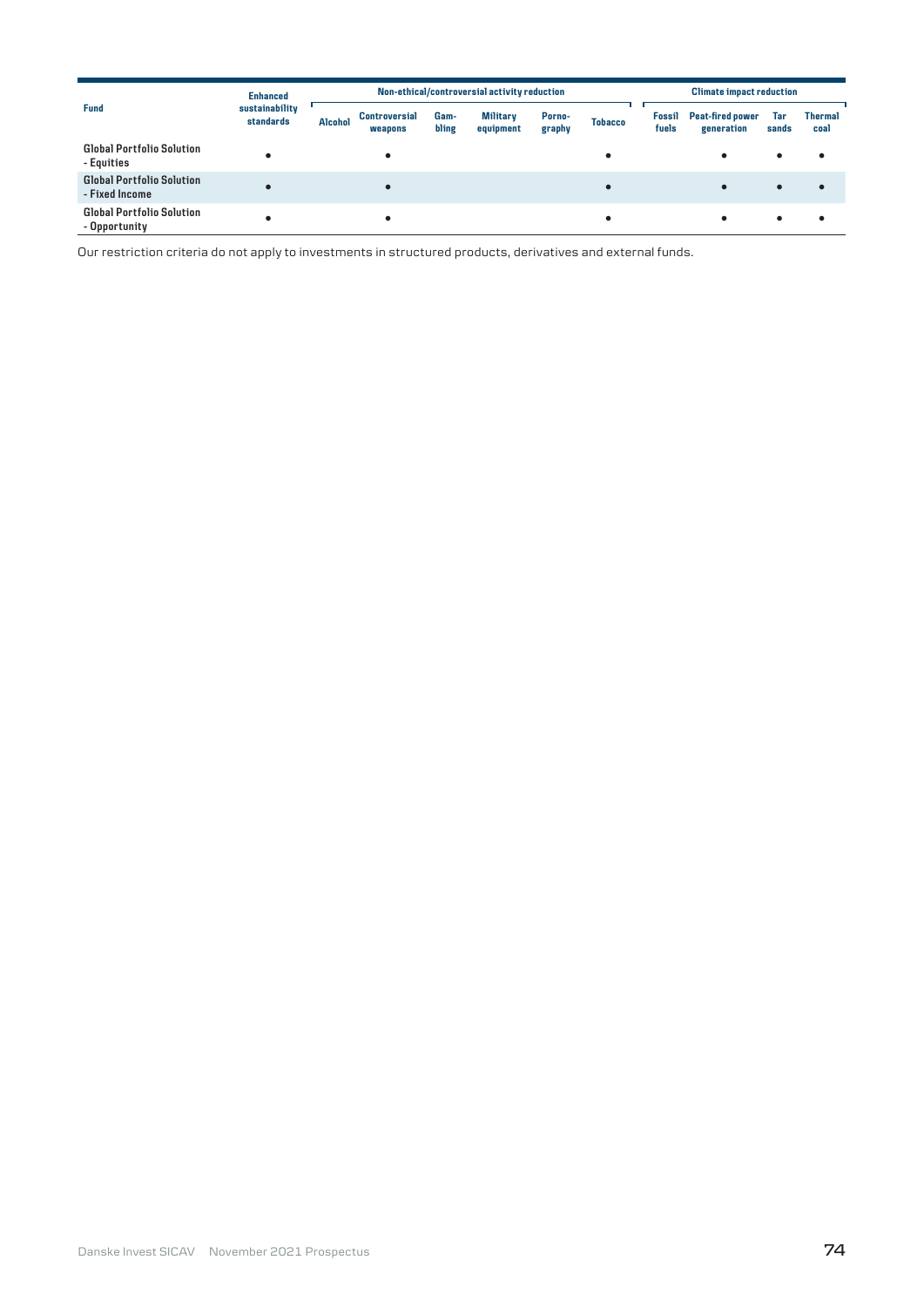| Fund | Enhanced sustainability standards | Non-ethical/controversial activity reduction | | | | | | Climate impact reduction | | | |
|---|---|---|---|---|---|---|---|---|---|---|---|
| | | Alcohol | Controversial weapons | Gam-bling | Military equipment | Porno-graphy | Tobacco | Fossil fuels | Peat-fired power generation | Tar sands | Thermal coal |
| **Global Portfolio Solution - Equities** | • | | • | | | | • | | • | • | • |
| **Global Portfolio Solution - Fixed Income** | • | | • | | | | • | | • | • | • |
| **Global Portfolio Solution - Opportunity** | • | | • | | | | • | | • | • | • |

Our restriction criteria do not apply to investments in structured products, derivatives and external funds.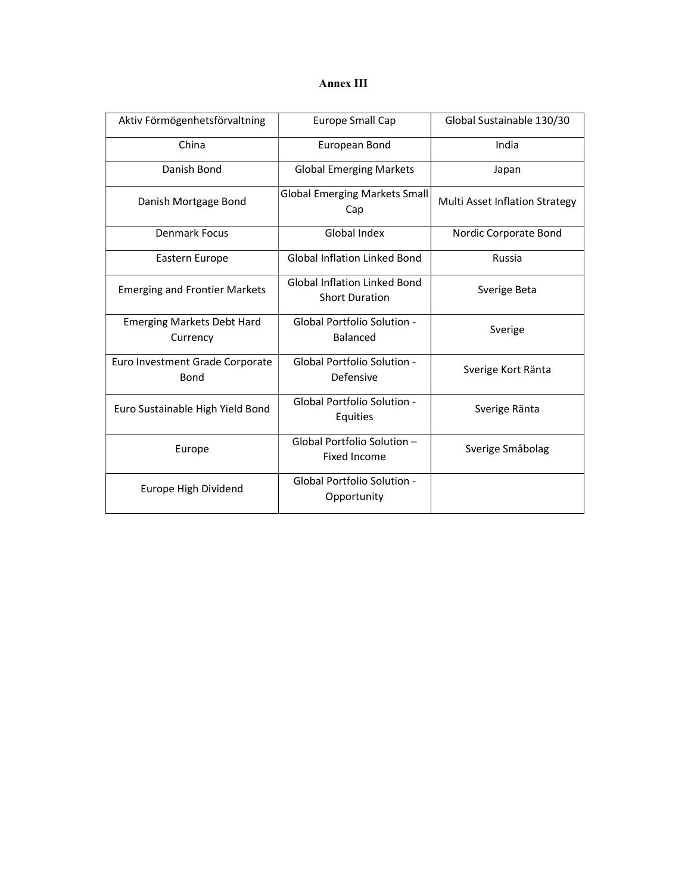**Annex III**

| | | |
|---|---|---|
| Aktiv Förmögenhetsförvaltning | Europe Small Cap | Global Sustainable 130/30 |
| China | European Bond | India |
| Danish Bond | Global Emerging Markets | Japan |
| Danish Mortgage Bond | Global Emerging Markets Small Cap | Multi Asset Inflation Strategy |
| Denmark Focus | Global Index | Nordic Corporate Bond |
| Eastern Europe | Global Inflation Linked Bond | Russia |
| Emerging and Frontier Markets | Global Inflation Linked Bond Short Duration | Sverige Beta |
| Emerging Markets Debt Hard Currency | Global Portfolio Solution - Balanced | Sverige |
| Euro Investment Grade Corporate Bond | Global Portfolio Solution - Defensive | Sverige Kort Ränta |
| Euro Sustainable High Yield Bond | Global Portfolio Solution - Equities | Sverige Ränta |
| Europe | Global Portfolio Solution – Fixed Income | Sverige Småbolag |
| Europe High Dividend | Global Portfolio Solution - Opportunity | |